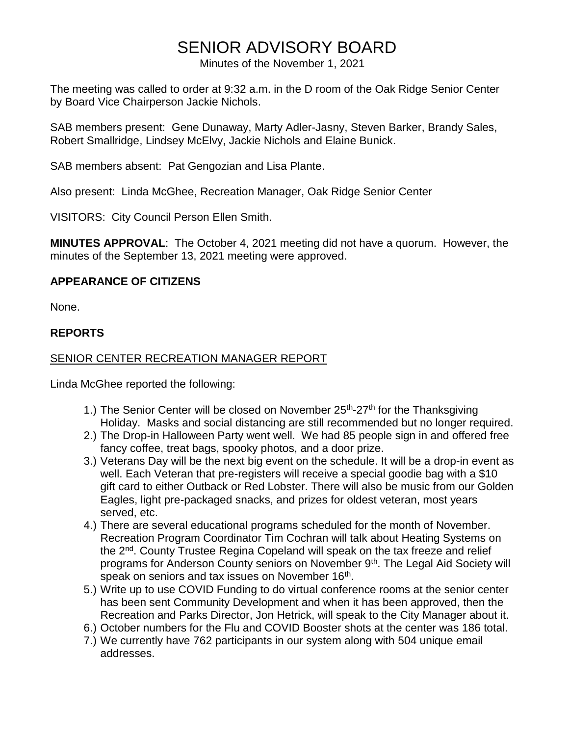# SENIOR ADVISORY BOARD

Minutes of the November 1, 2021

The meeting was called to order at 9:32 a.m. in the D room of the Oak Ridge Senior Center by Board Vice Chairperson Jackie Nichols.

SAB members present: Gene Dunaway, Marty Adler-Jasny, Steven Barker, Brandy Sales, Robert Smallridge, Lindsey McElvy, Jackie Nichols and Elaine Bunick.

SAB members absent: Pat Gengozian and Lisa Plante.

Also present: Linda McGhee, Recreation Manager, Oak Ridge Senior Center

VISITORS: City Council Person Ellen Smith.

**MINUTES APPROVAL**: The October 4, 2021 meeting did not have a quorum. However, the minutes of the September 13, 2021 meeting were approved.

## APPEARANCE OF CITIZENS

None.

## REPORTS

### SENIOR CENTER RECREATION MANAGER REPORT

Linda McGhee reported the following:

1.) The Senior Center will be closed on November 25th-27th for the Thanksgiving Holiday. Masks and social distancing are still recommended but no longer required.
2.) The Drop-in Halloween Party went well. We had 85 people sign in and offered free fancy coffee, treat bags, spooky photos, and a door prize.
3.) Veterans Day will be the next big event on the schedule. It will be a drop-in event as well. Each Veteran that pre-registers will receive a special goodie bag with a $10 gift card to either Outback or Red Lobster. There will also be music from our Golden Eagles, light pre-packaged snacks, and prizes for oldest veteran, most years served, etc.
4.) There are several educational programs scheduled for the month of November. Recreation Program Coordinator Tim Cochran will talk about Heating Systems on the 2nd. County Trustee Regina Copeland will speak on the tax freeze and relief programs for Anderson County seniors on November 9th. The Legal Aid Society will speak on seniors and tax issues on November 16th.
5.) Write up to use COVID Funding to do virtual conference rooms at the senior center has been sent Community Development and when it has been approved, then the Recreation and Parks Director, Jon Hetrick, will speak to the City Manager about it.
6.) October numbers for the Flu and COVID Booster shots at the center was 186 total.
7.) We currently have 762 participants in our system along with 504 unique email addresses.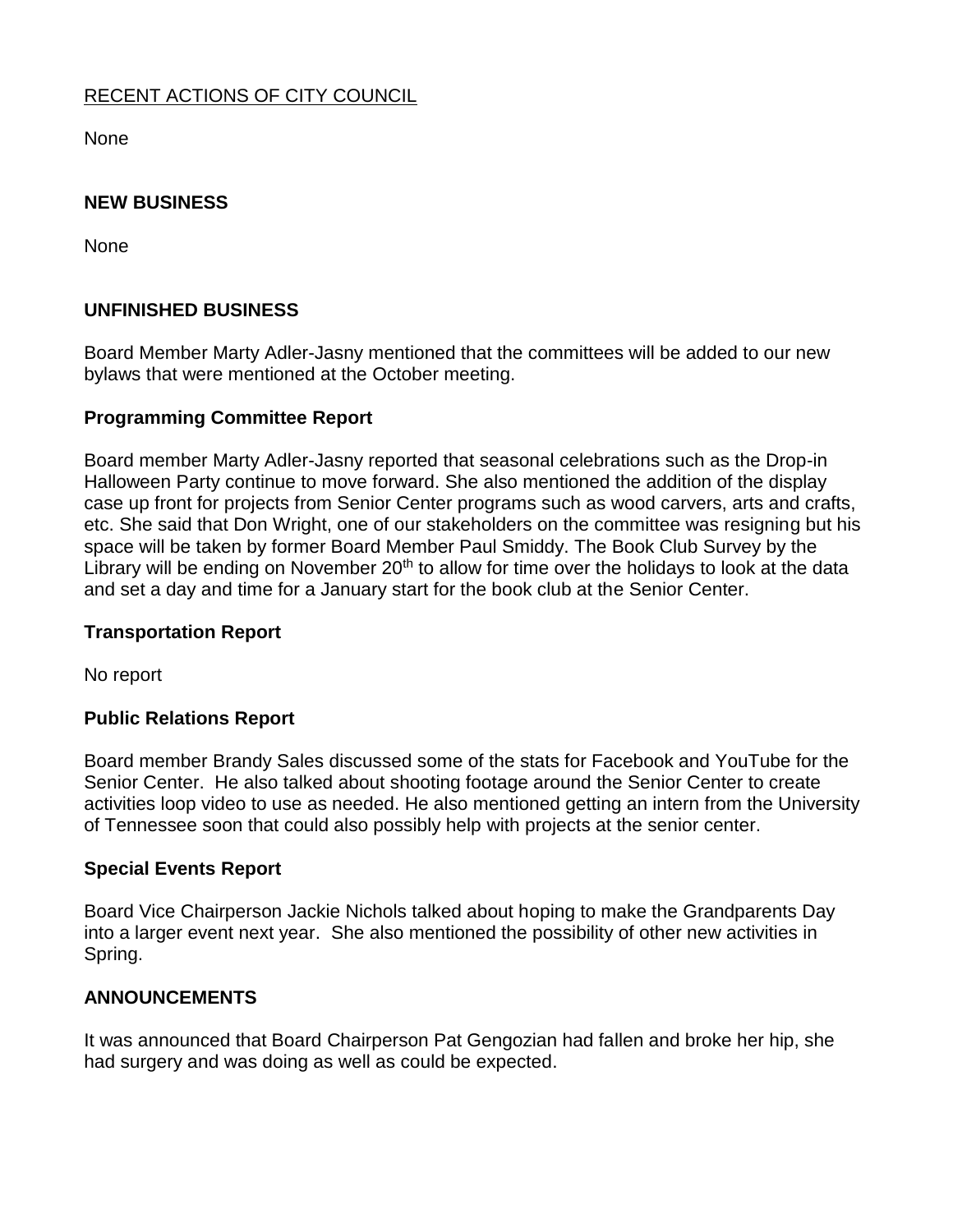RECENT ACTIONS OF CITY COUNCIL

None

**NEW BUSINESS**

None

**UNFINISHED BUSINESS**

Board Member Marty Adler-Jasny mentioned that the committees will be added to our new bylaws that were mentioned at the October meeting.

**Programming Committee Report**

Board member Marty Adler-Jasny reported that seasonal celebrations such as the Drop-in Halloween Party continue to move forward. She also mentioned the addition of the display case up front for projects from Senior Center programs such as wood carvers, arts and crafts, etc. She said that Don Wright, one of our stakeholders on the committee was resigning but his space will be taken by former Board Member Paul Smiddy. The Book Club Survey by the Library will be ending on November 20th to allow for time over the holidays to look at the data and set a day and time for a January start for the book club at the Senior Center.

**Transportation Report**

No report

**Public Relations Report**

Board member Brandy Sales discussed some of the stats for Facebook and YouTube for the Senior Center. He also talked about shooting footage around the Senior Center to create activities loop video to use as needed. He also mentioned getting an intern from the University of Tennessee soon that could also possibly help with projects at the senior center.

**Special Events Report**

Board Vice Chairperson Jackie Nichols talked about hoping to make the Grandparents Day into a larger event next year. She also mentioned the possibility of other new activities in Spring.

**ANNOUNCEMENTS**

It was announced that Board Chairperson Pat Gengozian had fallen and broke her hip, she had surgery and was doing as well as could be expected.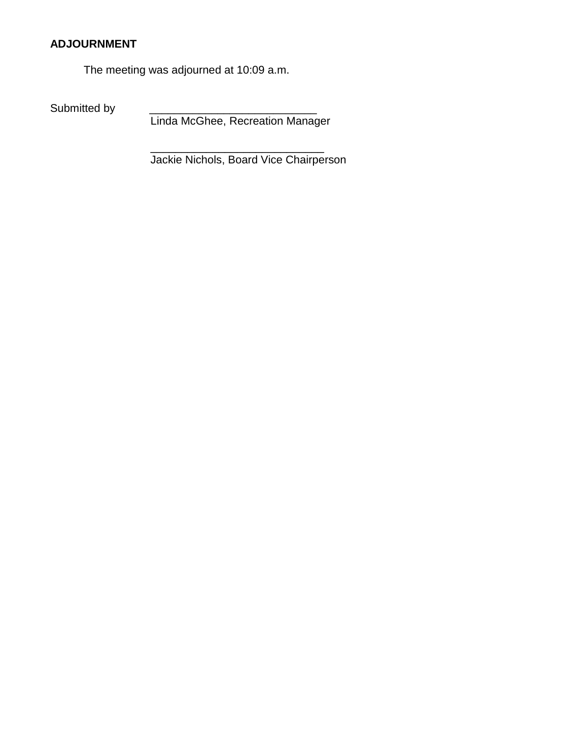**ADJOURNMENT**

The meeting was adjourned at 10:09 a.m.

Submitted by ____________________________
Linda McGhee, Recreation Manager

____________________________
Jackie Nichols, Board Vice Chairperson